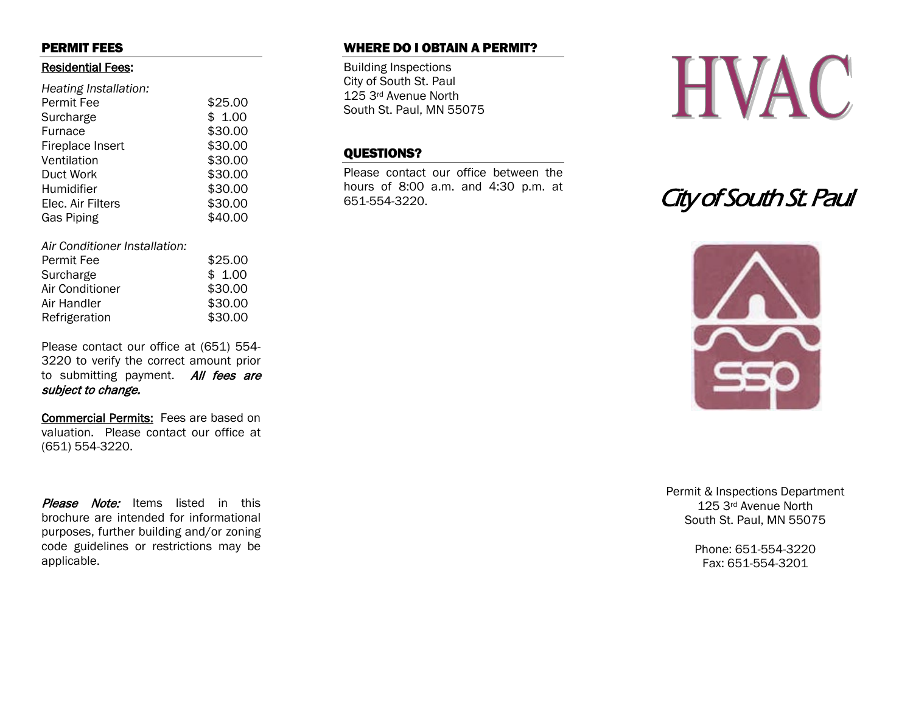## PERMIT FEES

**Residential Fees:**

*Heating Installation:*

| | |
|---|---|
| Permit Fee | $25.00 |
| Surcharge | $ 1.00 |
| Furnace | $30.00 |
| Fireplace Insert | $30.00 |
| Ventilation | $30.00 |
| Duct Work | $30.00 |
| Humidifier | $30.00 |
| Elec. Air Filters | $30.00 |
| Gas Piping | $40.00 |

*Air Conditioner Installation:*

| | |
|---|---|
| Permit Fee | $25.00 |
| Surcharge | $ 1.00 |
| Air Conditioner | $30.00 |
| Air Handler | $30.00 |
| Refrigeration | $30.00 |

Please contact our office at (651) 554-3220 to verify the correct amount prior to submitting payment. ***All fees are subject to change.***

**Commercial Permits:** Fees are based on valuation. Please contact our office at (651) 554-3220.

***Please Note:*** Items listed in this brochure are intended for informational purposes, further building and/or zoning code guidelines or restrictions may be applicable.

## WHERE DO I OBTAIN A PERMIT?

Building Inspections
City of South St. Paul
125 3rd Avenue North
South St. Paul, MN 55075

## QUESTIONS?

Please contact our office between the hours of 8:00 a.m. and 4:30 p.m. at 651-554-3220.

# HVAC

## City of South St. Paul

Permit & Inspections Department
125 3rd Avenue North
South St. Paul, MN 55075

Phone: 651-554-3220
Fax: 651-554-3201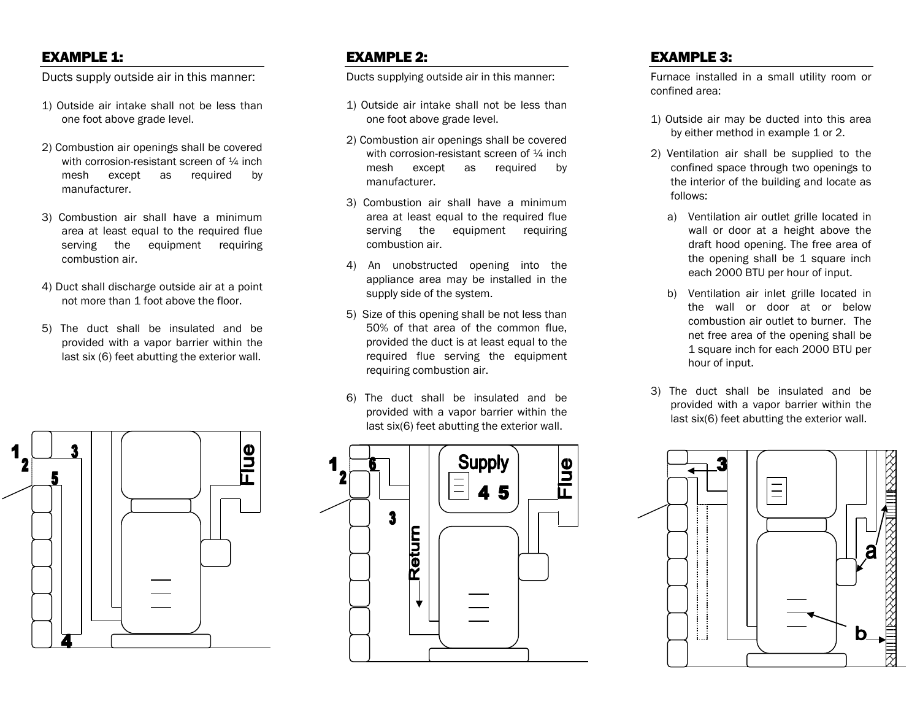## EXAMPLE 1:

Ducts supply outside air in this manner:

1) Outside air intake shall not be less than one foot above grade level.
2) Combustion air openings shall be covered with corrosion-resistant screen of ¼ inch mesh except as required by manufacturer.
3) Combustion air shall have a minimum area at least equal to the required flue serving the equipment requiring combustion air.
4) Duct shall discharge outside air at a point not more than 1 foot above the floor.
5) The duct shall be insulated and be provided with a vapor barrier within the last six (6) feet abutting the exterior wall.

1
2
3
5
Flue
4

## EXAMPLE 2:

Ducts supplying outside air in this manner:

1) Outside air intake shall not be less than one foot above grade level.
2) Combustion air openings shall be covered with corrosion-resistant screen of ¼ inch mesh except as required by manufacturer.
3) Combustion air shall have a minimum area at least equal to the required flue serving the equipment requiring combustion air.
4) An unobstructed opening into the appliance area may be installed in the supply side of the system.
5) Size of this opening shall be not less than 50% of that area of the common flue, provided the duct is at least equal to the required flue serving the equipment requiring combustion air.
6) The duct shall be insulated and be provided with a vapor barrier within the last six(6) feet abutting the exterior wall.

1
2
6
Supply
4 5
Flue
3
Return

## EXAMPLE 3:

Furnace installed in a small utility room or confined area:

1) Outside air may be ducted into this area by either method in example 1 or 2.
2) Ventilation air shall be supplied to the confined space through two openings to the interior of the building and locate as follows:
   a) Ventilation air outlet grille located in wall or door at a height above the draft hood opening. The free area of the opening shall be 1 square inch each 2000 BTU per hour of input.
   b) Ventilation air inlet grille located in the wall or door at or below combustion air outlet to burner. The net free area of the opening shall be 1 square inch for each 2000 BTU per hour of input.
3) The duct shall be insulated and be provided with a vapor barrier within the last six(6) feet abutting the exterior wall.

3
a
b